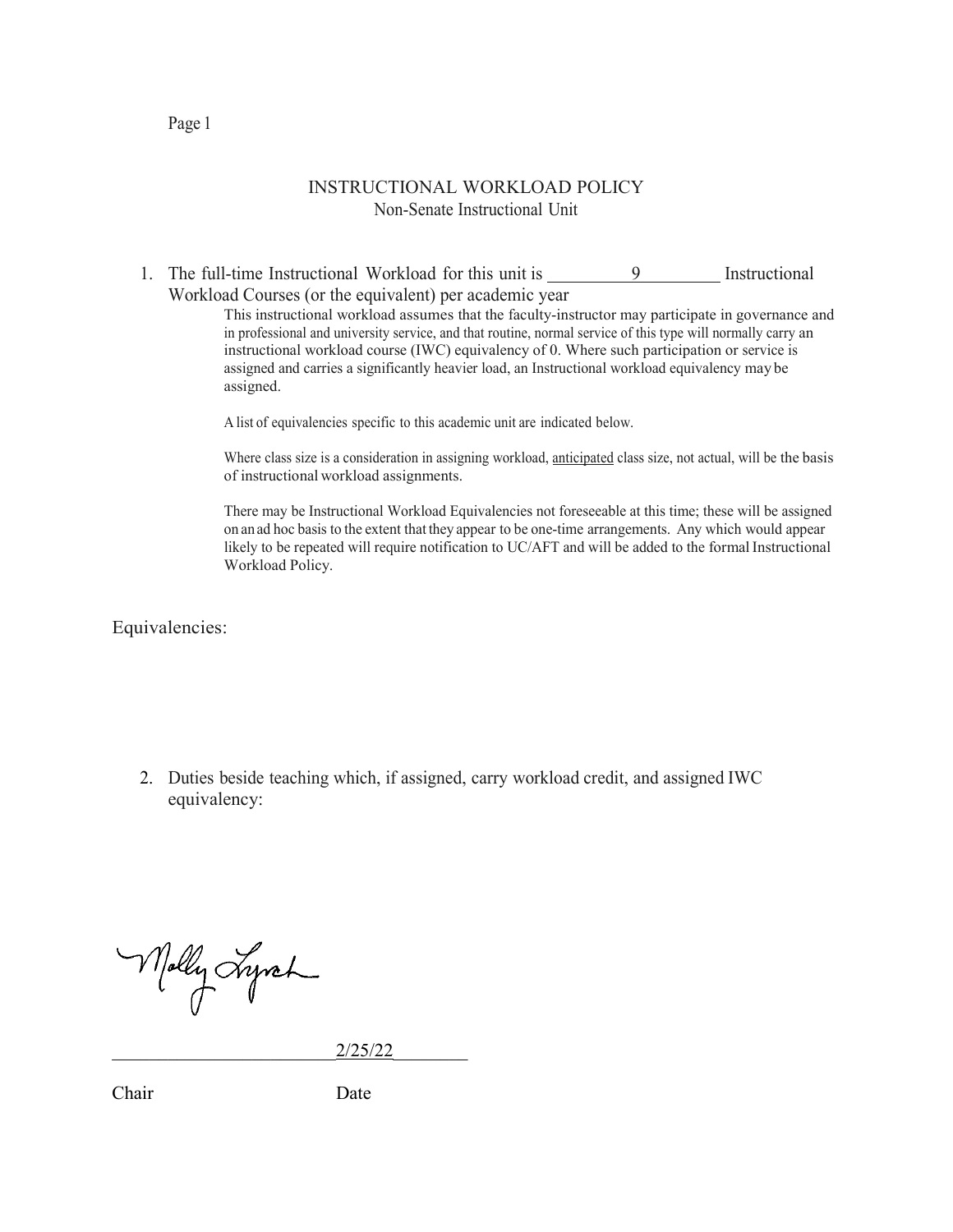# INSTRUCTIONAL WORKLOAD POLICY

## Non-Senate Instructional Unit

1. The full-time Instructional Workload for this unit is 9 Instructional Workload Courses (or the equivalent) per academic year

   This instructional workload assumes that the faculty-instructor may participate in governance and in professional and university service, and that routine, normal service of this type will normally carry an instructional workload course (IWC) equivalency of 0. Where such participation or service is assigned and carries a significantly heavier load, an Instructional workload equivalency may be assigned.

   A list of equivalencies specific to this academic unit are indicated below.

   Where class size is a consideration in assigning workload, anticipated class size, not actual, will be the basis of instructional workload assignments.

   There may be Instructional Workload Equivalencies not foreseeable at this time; these will be assigned on an ad hoc basis to the extent that they appear to be one-time arrangements. Any which would appear likely to be repeated will require notification to UC/AFT and will be added to the formal Instructional Workload Policy.

Equivalencies:

2. Duties beside teaching which, if assigned, carry workload credit, and assigned IWC equivalency:

Molly Lynch

2/25/22

Chair Date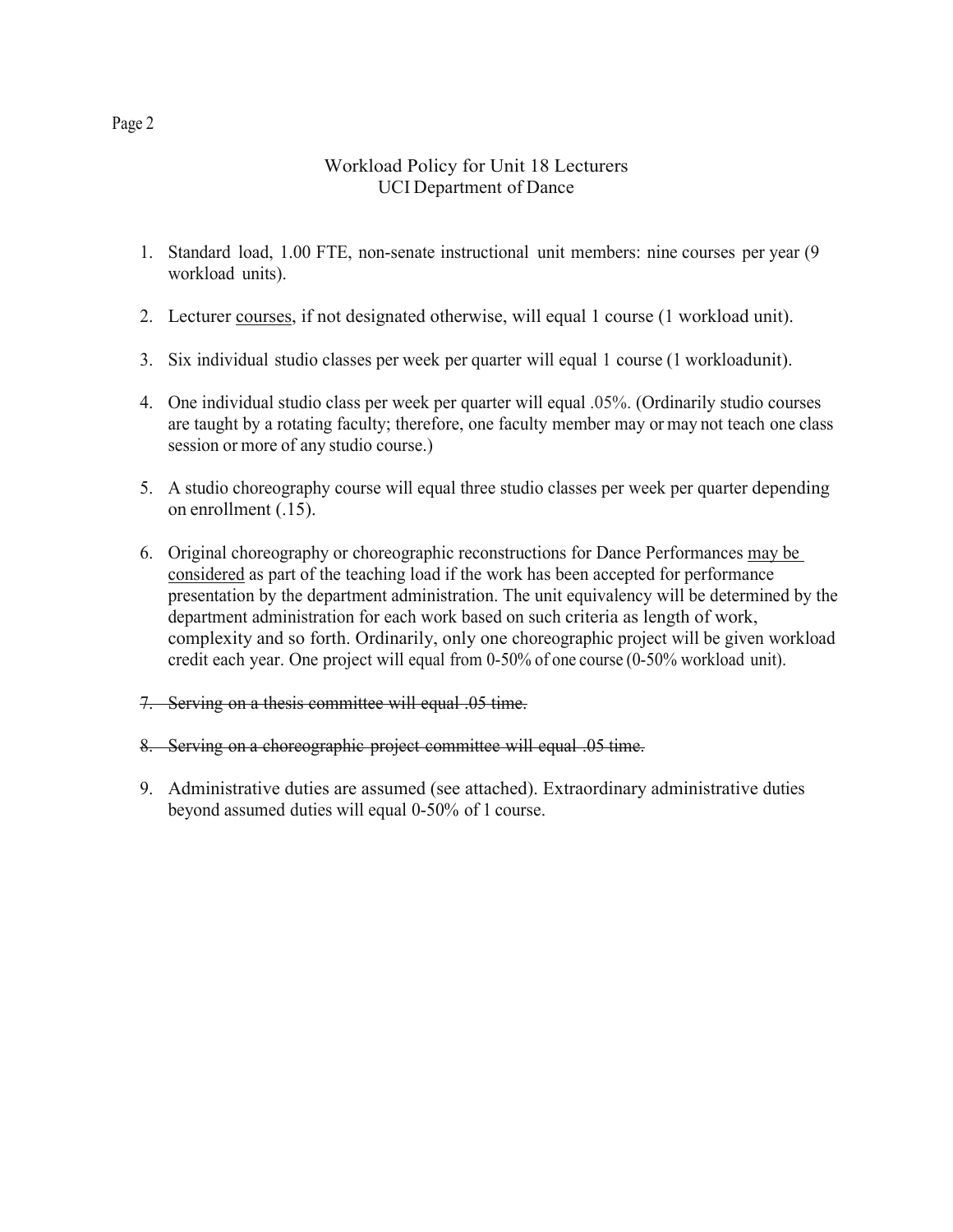## Workload Policy for Unit 18 Lecturers
## UCI Department of Dance

1. Standard load, 1.00 FTE, non-senate instructional unit members: nine courses per year (9 workload units).

2. Lecturer <u>courses</u>, if not designated otherwise, will equal 1 course (1 workload unit).

3. Six individual studio classes per week per quarter will equal 1 course (1 workloadunit).

4. One individual studio class per week per quarter will equal .05%. (Ordinarily studio courses are taught by a rotating faculty; therefore, one faculty member may or may not teach one class session or more of any studio course.)

5. A studio choreography course will equal three studio classes per week per quarter depending on enrollment (.15).

6. Original choreography or choreographic reconstructions for Dance Performances <u>may be considered</u> as part of the teaching load if the work has been accepted for performance presentation by the department administration. The unit equivalency will be determined by the department administration for each work based on such criteria as length of work, complexity and so forth. Ordinarily, only one choreographic project will be given workload credit each year. One project will equal from 0-50% of one course (0-50% workload unit).

7. ~~Serving on a thesis committee will equal .05 time.~~

8. ~~Serving on a choreographic project committee will equal .05 time.~~

9. Administrative duties are assumed (see attached). Extraordinary administrative duties beyond assumed duties will equal 0-50% of 1 course.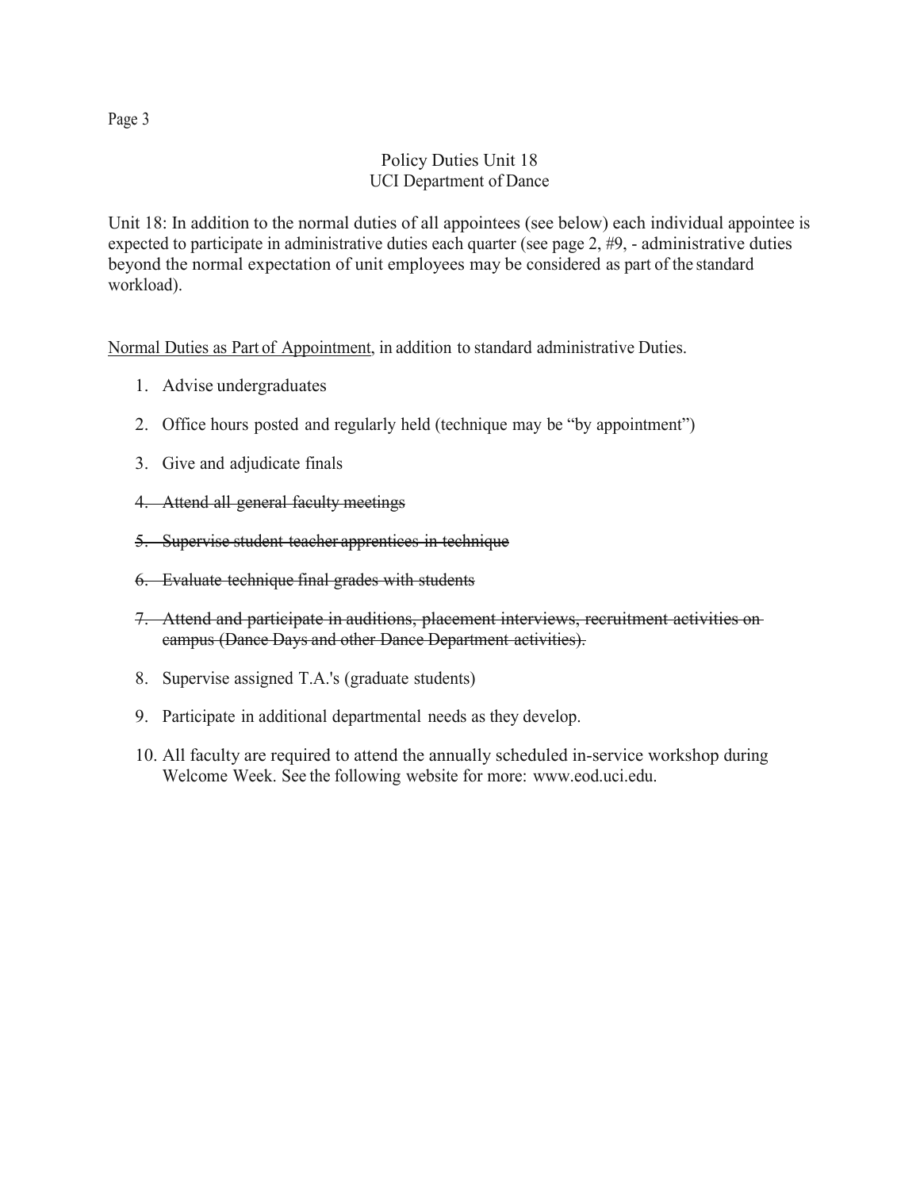Policy Duties Unit 18
UCI Department of Dance

Unit 18: In addition to the normal duties of all appointees (see below) each individual appointee is expected to participate in administrative duties each quarter (see page 2, #9, - administrative duties beyond the normal expectation of unit employees may be considered as part of the standard workload).

<u>Normal Duties as Part of Appointment</u>, in addition to standard administrative Duties.

1. Advise undergraduates
2. Office hours posted and regularly held (technique may be "by appointment")
3. Give and adjudicate finals
4. ~~Attend all general faculty meetings~~
5. ~~Supervise student-teacher apprentices in technique~~
6. ~~Evaluate technique final grades with students~~
7. ~~Attend and participate in auditions, placement interviews, recruitment activities on campus (Dance Days and other Dance Department activities).~~
8. Supervise assigned T.A.'s (graduate students)
9. Participate in additional departmental needs as they develop.
10. All faculty are required to attend the annually scheduled in-service workshop during Welcome Week. See the following website for more: www.eod.uci.edu.